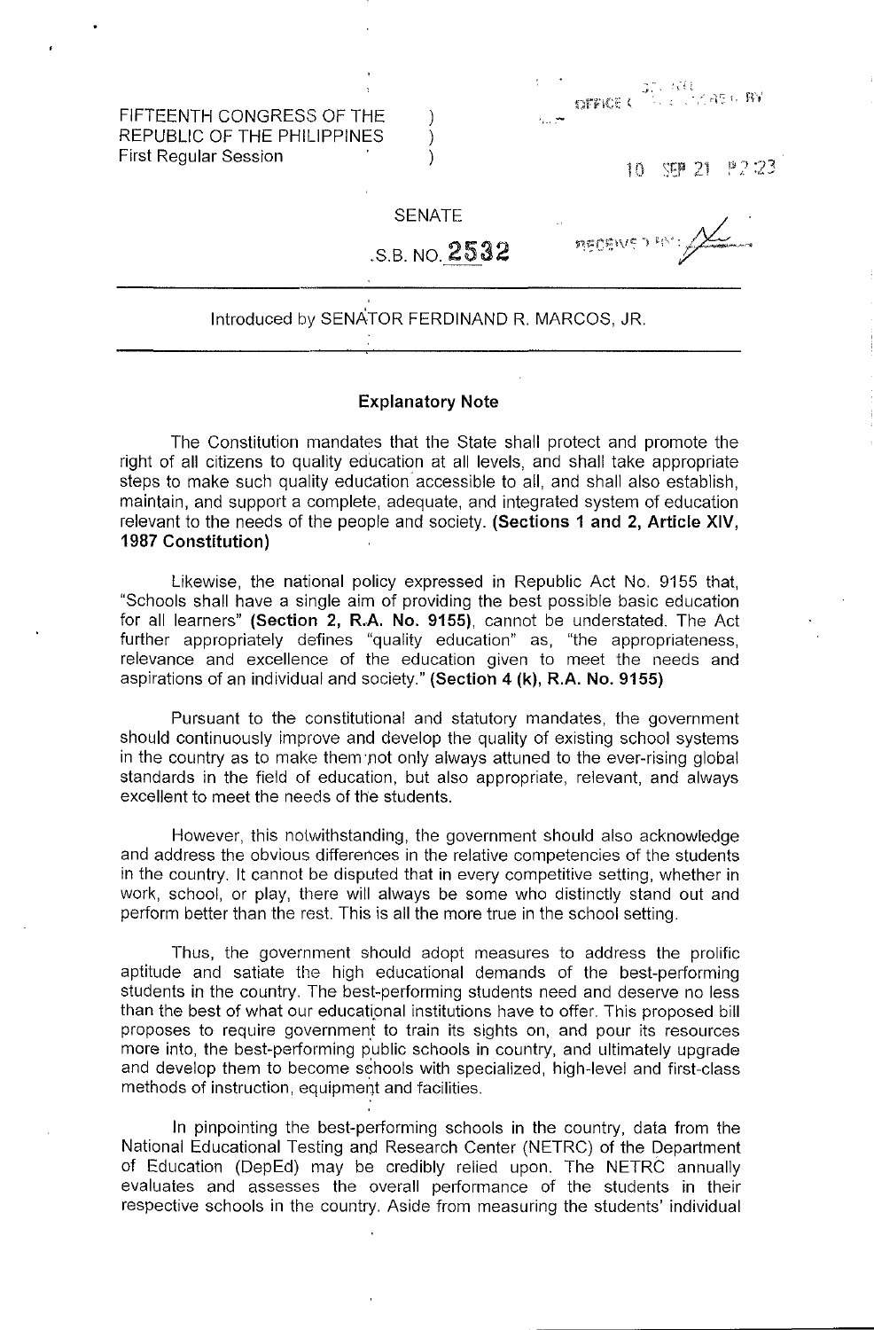FIFTEENTH CONGRESS OF THE REPUBLIC OF THE PHILIPPINES )
First Regular Session )

OFFICE OF THE SECRETARY

10 SEP 21 P2:23

RECEIVED BY:

SENATE

S.B. NO. 2532

Introduced by SENATOR FERDINAND R. MARCOS, JR.

**Explanatory Note**

The Constitution mandates that the State shall protect and promote the right of all citizens to quality education at all levels, and shall take appropriate steps to make such quality education accessible to all, and shall also establish, maintain, and support a complete, adequate, and integrated system of education relevant to the needs of the people and society. **(Sections 1 and 2, Article XIV, 1987 Constitution)**

Likewise, the national policy expressed in Republic Act No. 9155 that, "Schools shall have a single aim of providing the best possible basic education for all learners" **(Section 2, R.A. No. 9155)**, cannot be understated. The Act further appropriately defines "quality education" as, "the appropriateness, relevance and excellence of the education given to meet the needs and aspirations of an individual and society." **(Section 4 (k), R.A. No. 9155)**

Pursuant to the constitutional and statutory mandates, the government should continuously improve and develop the quality of existing school systems in the country as to make them not only always attuned to the ever-rising global standards in the field of education, but also appropriate, relevant, and always excellent to meet the needs of the students.

However, this notwithstanding, the government should also acknowledge and address the obvious differences in the relative competencies of the students in the country. It cannot be disputed that in every competitive setting, whether in work, school, or play, there will always be some who distinctly stand out and perform better than the rest. This is all the more true in the school setting.

Thus, the government should adopt measures to address the prolific aptitude and satiate the high educational demands of the best-performing students in the country. The best-performing students need and deserve no less than the best of what our educational institutions have to offer. This proposed bill proposes to require government to train its sights on, and pour its resources more into, the best-performing public schools in country, and ultimately upgrade and develop them to become schools with specialized, high-level and first-class methods of instruction, equipment and facilities.

In pinpointing the best-performing schools in the country, data from the National Educational Testing and Research Center (NETRC) of the Department of Education (DepEd) may be credibly relied upon. The NETRC annually evaluates and assesses the overall performance of the students in their respective schools in the country. Aside from measuring the students' individual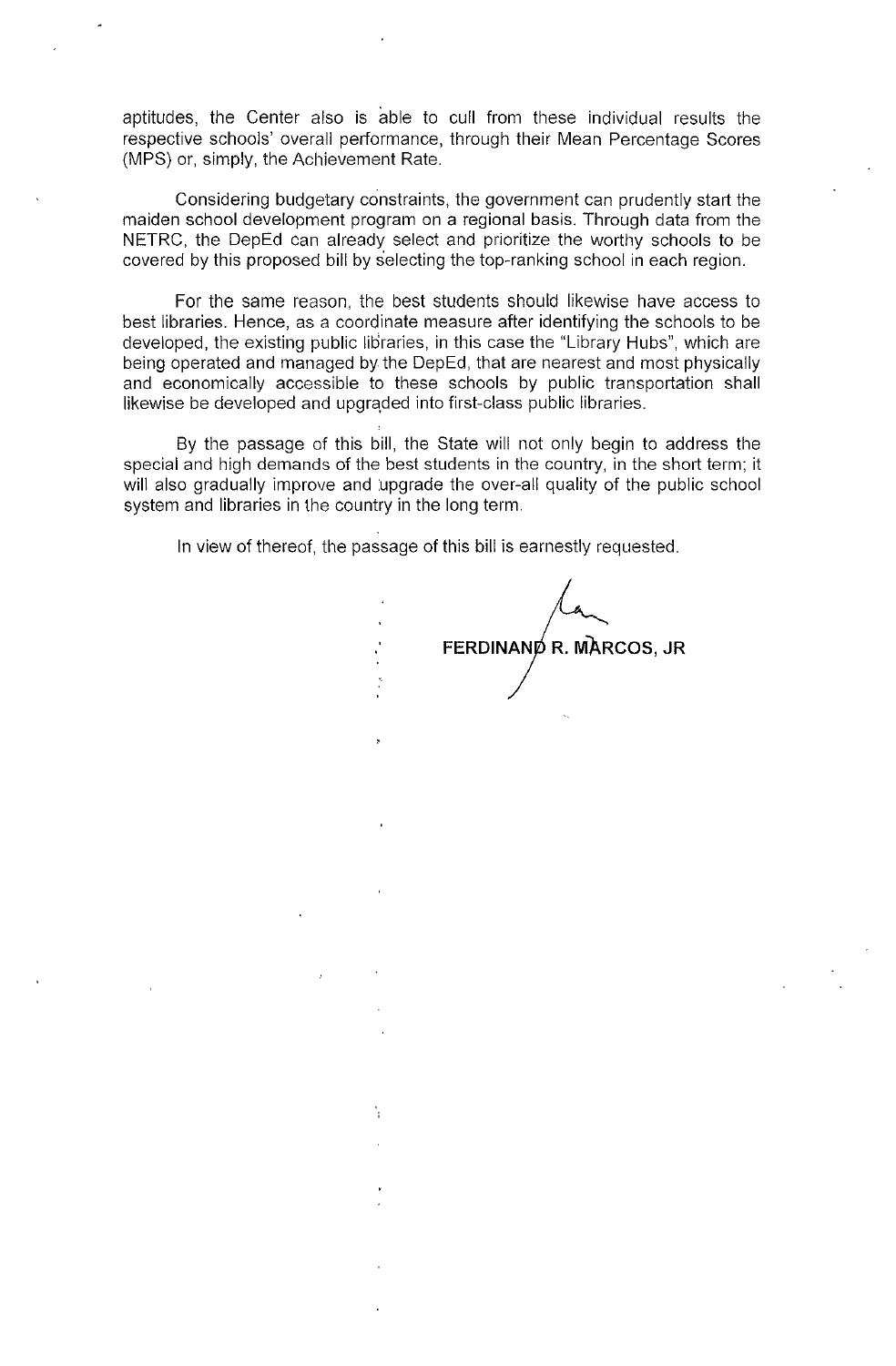aptitudes, the Center also is able to cull from these individual results the respective schools' overall performance, through their Mean Percentage Scores (MPS) or, simply, the Achievement Rate.

Considering budgetary constraints, the government can prudently start the maiden school development program on a regional basis. Through data from the NETRC, the DepEd can already select and prioritize the worthy schools to be covered by this proposed bill by selecting the top-ranking school in each region.

For the same reason, the best students should likewise have access to best libraries. Hence, as a coordinate measure after identifying the schools to be developed, the existing public libraries, in this case the "Library Hubs", which are being operated and managed by the DepEd, that are nearest and most physically and economically accessible to these schools by public transportation shall likewise be developed and upgraded into first-class public libraries.

By the passage of this bill, the State will not only begin to address the special and high demands of the best students in the country, in the short term; it will also gradually improve and upgrade the over-all quality of the public school system and libraries in the country in the long term.

In view of thereof, the passage of this bill is earnestly requested.

**FERDINAND R. MARCOS, JR**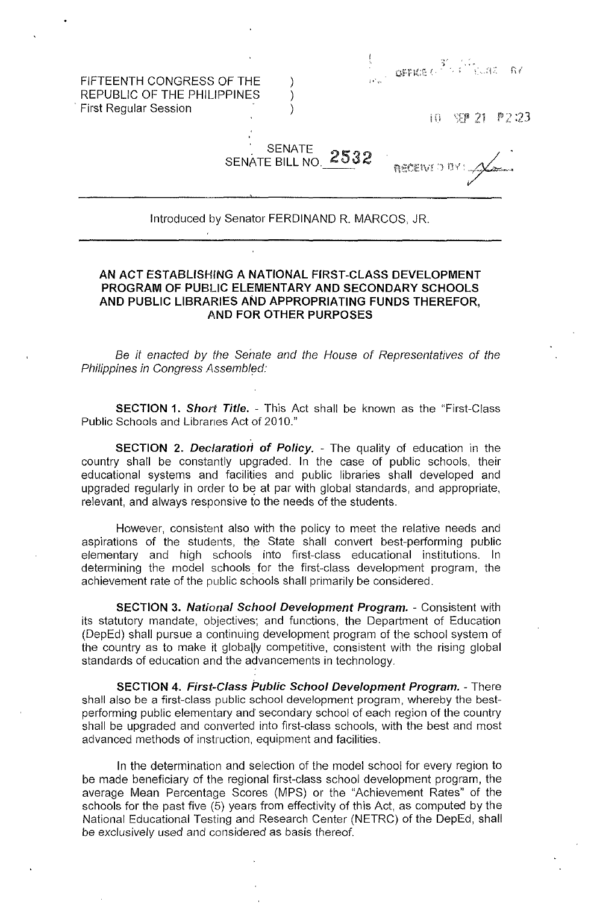FIFTEENTH CONGRESS OF THE REPUBLIC OF THE PHILIPPINES )
First Regular Session )

10 SEP 21 P2:23

RECEIVED BY:

SENATE
SENATE BILL NO. 2532

Introduced by Senator FERDINAND R. MARCOS, JR.

---

## AN ACT ESTABLISHING A NATIONAL FIRST-CLASS DEVELOPMENT PROGRAM OF PUBLIC ELEMENTARY AND SECONDARY SCHOOLS AND PUBLIC LIBRARIES AND APPROPRIATING FUNDS THEREFOR, AND FOR OTHER PURPOSES

*Be it enacted by the Senate and the House of Representatives of the Philippines in Congress Assembled:*

**SECTION 1.** ***Short Title.*** - This Act shall be known as the "First-Class Public Schools and Libraries Act of 2010."

**SECTION 2.** ***Declaration of Policy.*** - The quality of education in the country shall be constantly upgraded. In the case of public schools, their educational systems and facilities and public libraries shall developed and upgraded regularly in order to be at par with global standards, and appropriate, relevant, and always responsive to the needs of the students.

However, consistent also with the policy to meet the relative needs and aspirations of the students, the State shall convert best-performing public elementary and high schools into first-class educational institutions. In determining the model schools for the first-class development program, the achievement rate of the public schools shall primarily be considered.

**SECTION 3.** ***National School Development Program.*** - Consistent with its statutory mandate, objectives, and functions, the Department of Education (DepEd) shall pursue a continuing development program of the school system of the country as to make it globally competitive, consistent with the rising global standards of education and the advancements in technology.

**SECTION 4.** ***First-Class Public School Development Program.*** - There shall also be a first-class public school development program, whereby the best-performing public elementary and secondary school of each region of the country shall be upgraded and converted into first-class schools, with the best and most advanced methods of instruction, equipment and facilities.

In the determination and selection of the model school for every region to be made beneficiary of the regional first-class school development program, the average Mean Percentage Scores (MPS) or the "Achievement Rates" of the schools for the past five (5) years from effectivity of this Act, as computed by the National Educational Testing and Research Center (NETRC) of the DepEd, shall be exclusively used and considered as basis thereof.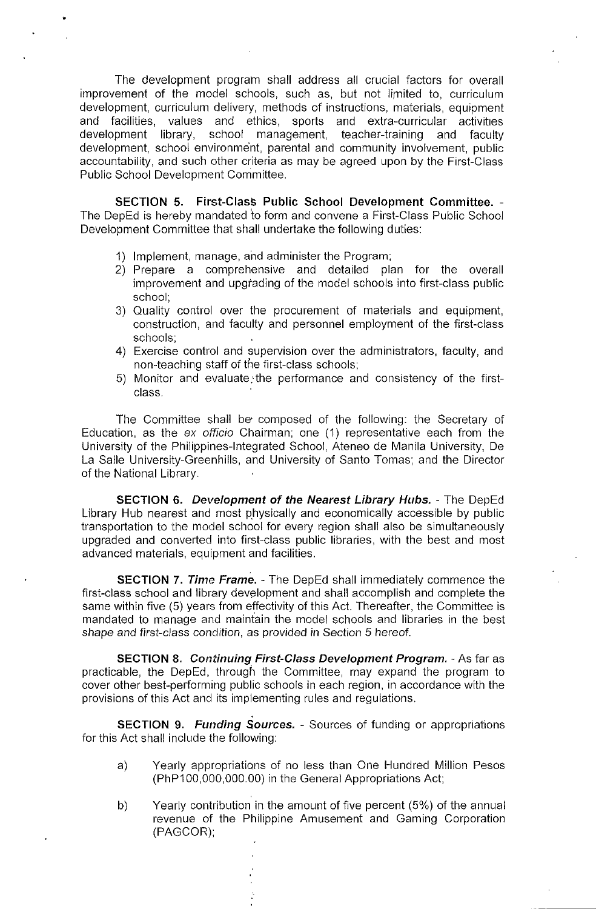The development program shall address all crucial factors for overall improvement of the model schools, such as, but not limited to, curriculum development, curriculum delivery, methods of instructions, materials, equipment and facilities, values and ethics, sports and extra-curricular activities development library, school management, teacher-training and faculty development, school environment, parental and community involvement, public accountability, and such other criteria as may be agreed upon by the First-Class Public School Development Committee.

**SECTION 5. First-Class Public School Development Committee.** - The DepEd is hereby mandated to form and convene a First-Class Public School Development Committee that shall undertake the following duties:

1) Implement, manage, and administer the Program;
2) Prepare a comprehensive and detailed plan for the overall improvement and upgrading of the model schools into first-class public school;
3) Quality control over the procurement of materials and equipment, construction, and faculty and personnel employment of the first-class schools;
4) Exercise control and supervision over the administrators, faculty, and non-teaching staff of the first-class schools;
5) Monitor and evaluate the performance and consistency of the first-class.

The Committee shall be composed of the following: the Secretary of Education, as the *ex officio* Chairman; one (1) representative each from the University of the Philippines-Integrated School, Ateneo de Manila University, De La Salle University-Greenhills, and University of Santo Tomas; and the Director of the National Library.

**SECTION 6. *Development of the Nearest Library Hubs.*** - The DepEd Library Hub nearest and most physically and economically accessible by public transportation to the model school for every region shall also be simultaneously upgraded and converted into first-class public libraries, with the best and most advanced materials, equipment and facilities.

**SECTION 7. *Time Frame.*** - The DepEd shall immediately commence the first-class school and library development and shall accomplish and complete the same within five (5) years from effectivity of this Act. Thereafter, the Committee is mandated to manage and maintain the model schools and libraries in the best *shape and first-class condition, as provided in Section 5 hereof.*

**SECTION 8. *Continuing First-Class Development Program.*** - As far as practicable, the DepEd, through the Committee, may expand the program to cover other best-performing public schools in each region, in accordance with the provisions of this Act and its implementing rules and regulations.

**SECTION 9. *Funding Sources.*** - Sources of funding or appropriations for this Act shall include the following:

a) Yearly appropriations of no less than One Hundred Million Pesos (PhP100,000,000.00) in the General Appropriations Act;

b) Yearly contribution in the amount of five percent (5%) of the annual revenue of the Philippine Amusement and Gaming Corporation (PAGCOR);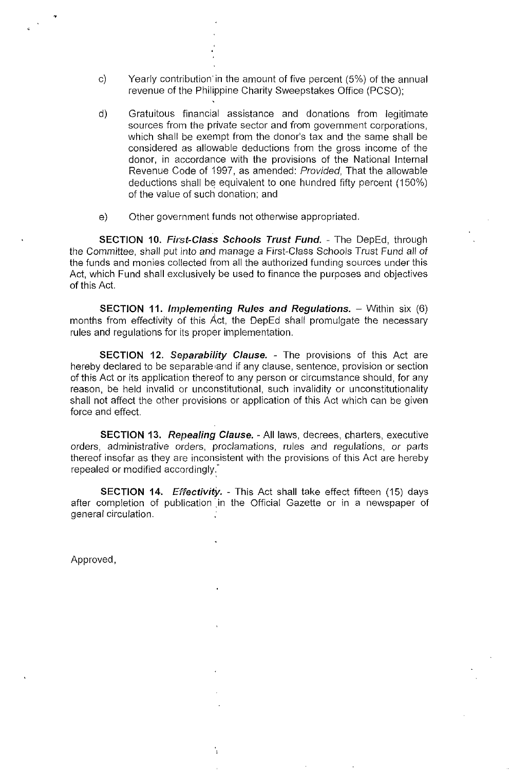c) Yearly contribution in the amount of five percent (5%) of the annual revenue of the Philippine Charity Sweepstakes Office (PCSO);

d) Gratuitous financial assistance and donations from legitimate sources from the private sector and from government corporations, which shall be exempt from the donor's tax and the same shall be considered as allowable deductions from the gross income of the donor, in accordance with the provisions of the National Internal Revenue Code of 1997, as amended: *Provided*, That the allowable deductions shall be equivalent to one hundred fifty percent (150%) of the value of such donation; and

e) Other government funds not otherwise appropriated.

**SECTION 10.** ***First-Class Schools Trust Fund.*** - The DepEd, through the Committee, shall put into and manage a First-Class Schools Trust Fund all of the funds and monies collected from all the authorized funding sources under this Act, which Fund shall exclusively be used to finance the purposes and objectives of this Act.

**SECTION 11.** ***Implementing Rules and Regulations.*** – Within six (6) months from effectivity of this Act, the DepEd shall promulgate the necessary rules and regulations for its proper implementation.

**SECTION 12.** ***Separability Clause.*** - The provisions of this Act are hereby declared to be separable and if any clause, sentence, provision or section of this Act or its application thereof to any person or circumstance should, for any reason, be held invalid or unconstitutional, such invalidity or unconstitutionality shall not affect the other provisions or application of this Act which can be given force and effect.

**SECTION 13.** ***Repealing Clause.*** - All laws, decrees, charters, executive orders, administrative orders, proclamations, rules and regulations, or parts thereof insofar as they are inconsistent with the provisions of this Act are hereby repealed or modified accordingly.

**SECTION 14.** ***Effectivity.*** - This Act shall take effect fifteen (15) days after completion of publication in the Official Gazette or in a newspaper of general circulation.

Approved,